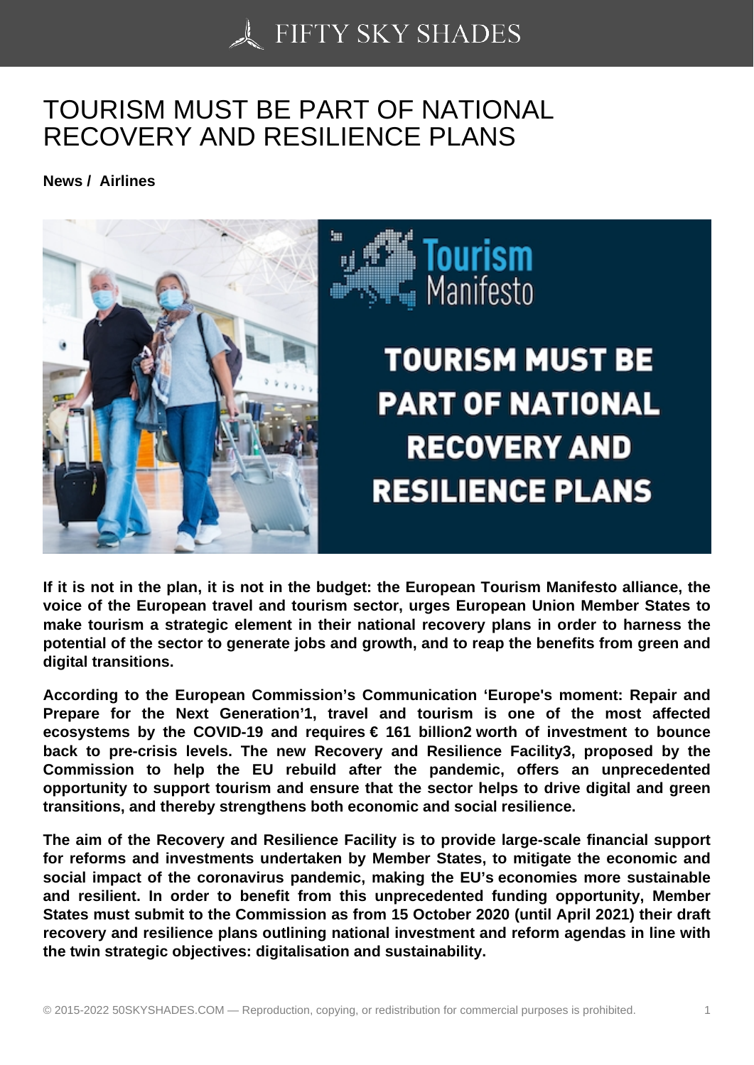# TOURISM MUST BE PART OF NATIONAL RECOVERY AND RESILIENCE PLANS

**News / Airlines**

**If it is not in the plan, it is not in the budget: the European Tourism Manifesto alliance, the voice of the European travel and tourism sector, urges European Union Member States to make tourism a strategic element in their national recovery plans in order to harness the potential of the sector to generate jobs and growth, and to reap the benefits from green and digital transitions.**

**According to the European Commission's Communication 'Europe's moment: Repair and Prepare for the Next Generation'[1], travel and tourism is one of the most affected ecosystems by the COVID-19 and requires € 161 billion[2] worth of investment to bounce back to pre-crisis levels. The new Recovery and Resilience Facility[3], proposed by the Commission to help the EU rebuild after the pandemic, offers an unprecedented opportunity to support tourism and ensure that the sector helps to drive digital and green transitions, and thereby strengthens both economic and social resilience.**

**The aim of the Recovery and Resilience Facility is to provide large-scale financial support for reforms and investments undertaken by Member States, to mitigate the economic and social impact of the coronavirus pandemic, making the EU's economies more sustainable and resilient. In order to benefit from this unprecedented funding opportunity, Member States must submit to the Commission as from 15 October 2020 (until April 2021) their draft recovery and resilience plans outlining national investment and reform agendas in line with the twin strategic objectives: digitalisation and sustainability.**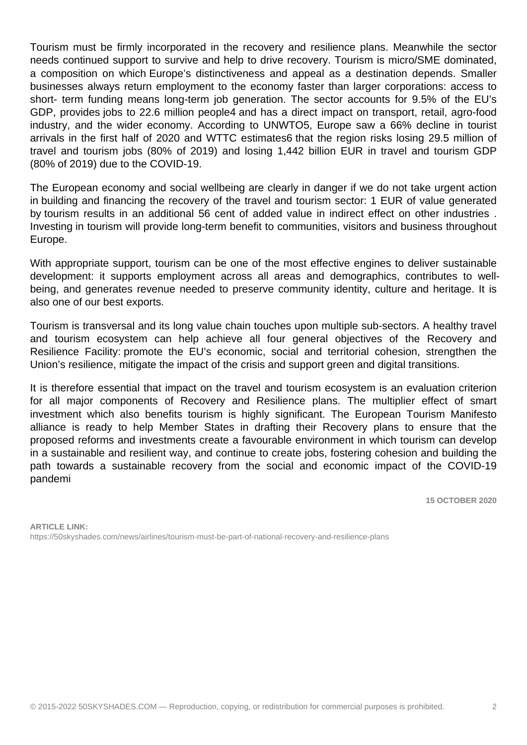Tourism must be firmly incorporated in the recovery and resilience plans. Meanwhile the sector needs continued support to survive and help to drive recovery. Tourism is micro/SME dominated, a composition on which Europe's distinctiveness and appeal as a destination depends. Smaller businesses always return employment to the economy faster than larger corporations: access to short- term funding means long-term job generation. The sector accounts for 9.5% of the EU's GDP, provides jobs to 22.6 million people4 and has a direct impact on transport, retail, agro-food industry, and the wider economy. According to UNWTO5, Europe saw a 66% decline in tourist arrivals in the first half of 2020 and WTTC estimates6 that the region risks losing 29.5 million of travel and tourism jobs (80% of 2019) and losing 1,442 billion EUR in travel and tourism GDP (80% of 2019) due to the COVID-19.

The European economy and social wellbeing are clearly in danger if we do not take urgent action in building and financing the recovery of the travel and tourism sector: 1 EUR of value generated by tourism results in an additional 56 cent of added value in indirect effect on other industries . Investing in tourism will provide long-term benefit to communities, visitors and business throughout Europe.

With appropriate support, tourism can be one of the most effective engines to deliver sustainable development: it supports employment across all areas and demographics, contributes to well-being, and generates revenue needed to preserve community identity, culture and heritage. It is also one of our best exports.

Tourism is transversal and its long value chain touches upon multiple sub-sectors. A healthy travel and tourism ecosystem can help achieve all four general objectives of the Recovery and Resilience Facility: promote the EU's economic, social and territorial cohesion, strengthen the Union's resilience, mitigate the impact of the crisis and support green and digital transitions.

It is therefore essential that impact on the travel and tourism ecosystem is an evaluation criterion for all major components of Recovery and Resilience plans. The multiplier effect of smart investment which also benefits tourism is highly significant. The European Tourism Manifesto alliance is ready to help Member States in drafting their Recovery plans to ensure that the proposed reforms and investments create a favourable environment in which tourism can develop in a sustainable and resilient way, and continue to create jobs, fostering cohesion and building the path towards a sustainable recovery from the social and economic impact of the COVID-19 pandemi

**15 OCTOBER 2020**

**ARTICLE LINK:**
https://50skyshades.com/news/airlines/tourism-must-be-part-of-national-recovery-and-resilience-plans

© 2015-2022 50SKYSHADES.COM — Reproduction, copying, or redistribution for commercial purposes is prohibited.